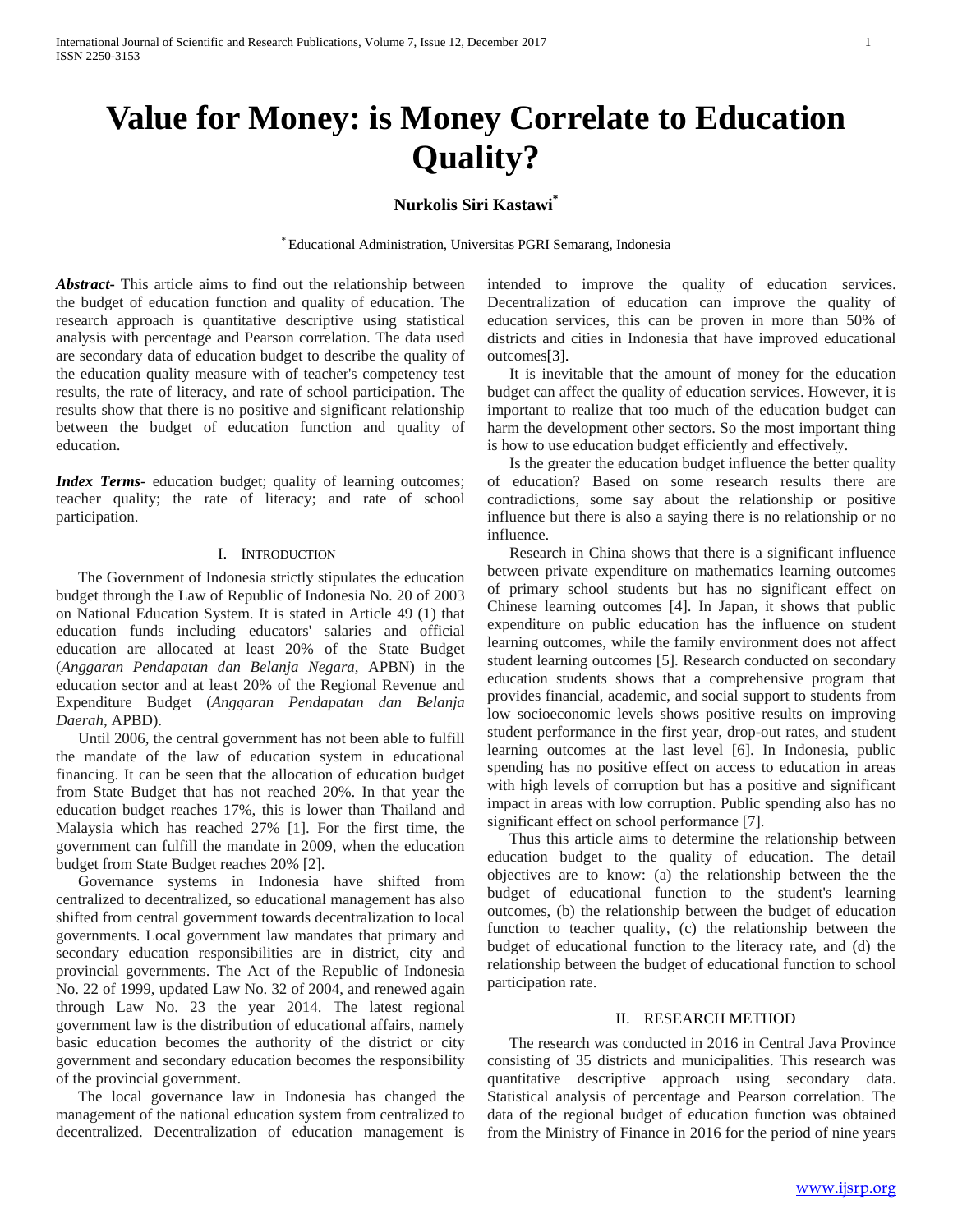# Value for Money: is Money Correlate to Education Quality?

**Nurkolis Siri Kastawi***

* Educational Administration, Universitas PGRI Semarang, Indonesia

***Abstract-*** This article aims to find out the relationship between the budget of education function and quality of education. The research approach is quantitative descriptive using statistical analysis with percentage and Pearson correlation. The data used are secondary data of education budget to describe the quality of the education quality measure with of teacher's competency test results, the rate of literacy, and rate of school participation. The results show that there is no positive and significant relationship between the budget of education function and quality of education.

***Index Terms*-** education budget; quality of learning outcomes; teacher quality; the rate of literacy; and rate of school participation.

## I. Introduction

The Government of Indonesia strictly stipulates the education budget through the Law of Republic of Indonesia No. 20 of 2003 on National Education System. It is stated in Article 49 (1) that education funds including educators' salaries and official education are allocated at least 20% of the State Budget (*Anggaran Pendapatan dan Belanja Negara*, APBN) in the education sector and at least 20% of the Regional Revenue and Expenditure Budget (*Anggaran Pendapatan dan Belanja Daerah*, APBD).

Until 2006, the central government has not been able to fulfill the mandate of the law of education system in educational financing. It can be seen that the allocation of education budget from State Budget that has not reached 20%. In that year the education budget reaches 17%, this is lower than Thailand and Malaysia which has reached 27% [1]. For the first time, the government can fulfill the mandate in 2009, when the education budget from State Budget reaches 20% [2].

Governance systems in Indonesia have shifted from centralized to decentralized, so educational management has also shifted from central government towards decentralization to local governments. Local government law mandates that primary and secondary education responsibilities are in district, city and provincial governments. The Act of the Republic of Indonesia No. 22 of 1999, updated Law No. 32 of 2004, and renewed again through Law No. 23 the year 2014. The latest regional government law is the distribution of educational affairs, namely basic education becomes the authority of the district or city government and secondary education becomes the responsibility of the provincial government.

The local governance law in Indonesia has changed the management of the national education system from centralized to decentralized. Decentralization of education management is intended to improve the quality of education services. Decentralization of education can improve the quality of education services, this can be proven in more than 50% of districts and cities in Indonesia that have improved educational outcomes[3].

It is inevitable that the amount of money for the education budget can affect the quality of education services. However, it is important to realize that too much of the education budget can harm the development other sectors. So the most important thing is how to use education budget efficiently and effectively.

Is the greater the education budget influence the better quality of education? Based on some research results there are contradictions, some say about the relationship or positive influence but there is also a saying there is no relationship or no influence.

Research in China shows that there is a significant influence between private expenditure on mathematics learning outcomes of primary school students but has no significant effect on Chinese learning outcomes [4]. In Japan, it shows that public expenditure on public education has the influence on student learning outcomes, while the family environment does not affect student learning outcomes [5]. Research conducted on secondary education students shows that a comprehensive program that provides financial, academic, and social support to students from low socioeconomic levels shows positive results on improving student performance in the first year, drop-out rates, and student learning outcomes at the last level [6]. In Indonesia, public spending has no positive effect on access to education in areas with high levels of corruption but has a positive and significant impact in areas with low corruption. Public spending also has no significant effect on school performance [7].

Thus this article aims to determine the relationship between education budget to the quality of education. The detail objectives are to know: (a) the relationship between the the budget of educational function to the student's learning outcomes, (b) the relationship between the budget of education function to teacher quality, (c) the relationship between the budget of educational function to the literacy rate, and (d) the relationship between the budget of educational function to school participation rate.

## II. Research Method

The research was conducted in 2016 in Central Java Province consisting of 35 districts and municipalities. This research was quantitative descriptive approach using secondary data. Statistical analysis of percentage and Pearson correlation. The data of the regional budget of education function was obtained from the Ministry of Finance in 2016 for the period of nine years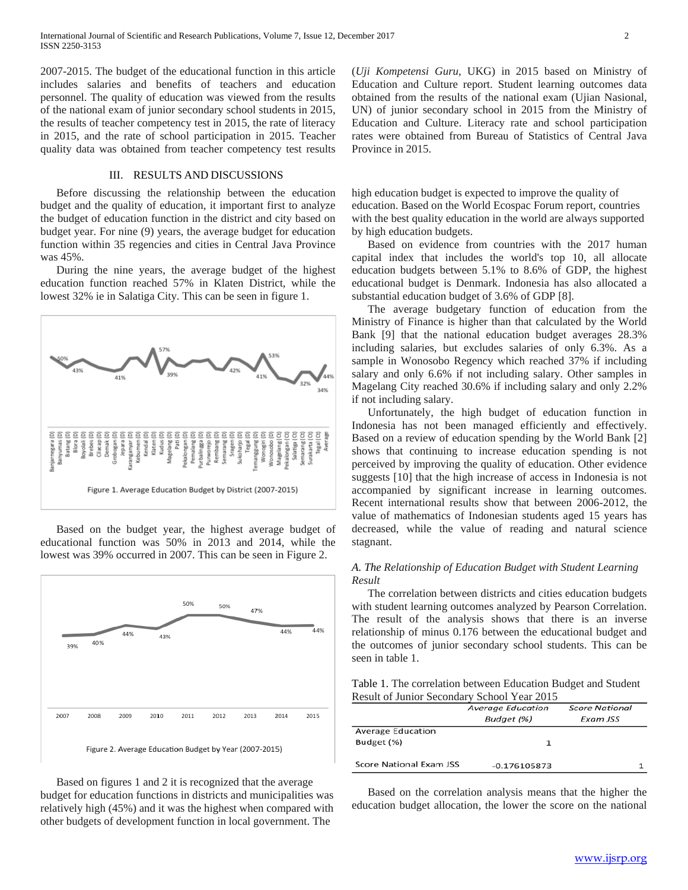2007-2015. The budget of the educational function in this article includes salaries and benefits of teachers and education personnel. The quality of education was viewed from the results of the national exam of junior secondary school students in 2015, the results of teacher competency test in 2015, the rate of literacy in 2015, and the rate of school participation in 2015. Teacher quality data was obtained from teacher competency test results (*Uji Kompetensi Guru*, UKG) in 2015 based on Ministry of Education and Culture report. Student learning outcomes data obtained from the results of the national exam (Ujian Nasional, UN) of junior secondary school in 2015 from the Ministry of Education and Culture. Literacy rate and school participation rates were obtained from Bureau of Statistics of Central Java Province in 2015.

## III. RESULTS AND DISCUSSIONS

Before discussing the relationship between the education budget and the quality of education, it important first to analyze the budget of education function in the district and city based on budget year. For nine (9) years, the average budget for education function within 35 regencies and cities in Central Java Province was 45%.

During the nine years, the average budget of the highest education function reached 57% in Klaten District, while the lowest 32% ie in Salatiga City. This can be seen in figure 1.

Figure 1. Average Education Budget by District (2007-2015)

Based on the budget year, the highest average budget of educational function was 50% in 2013 and 2014, while the lowest was 39% occurred in 2007. This can be seen in Figure 2.

Figure 2. Average Education Budget by Year (2007-2015)

Based on figures 1 and 2 it is recognized that the average budget for education functions in districts and municipalities was relatively high (45%) and it was the highest when compared with other budgets of development function in local government. The high education budget is expected to improve the quality of education. Based on the World Ecospac Forum report, countries with the best quality education in the world are always supported by high education budgets.

Based on evidence from countries with the 2017 human capital index that includes the world's top 10, all allocate education budgets between 5.1% to 8.6% of GDP, the highest educational budget is Denmark. Indonesia has also allocated a substantial education budget of 3.6% of GDP [8].

The average budgetary function of education from the Ministry of Finance is higher than that calculated by the World Bank [9] that the national education budget averages 28.3% including salaries, but excludes salaries of only 6.3%. As a sample in Wonosobo Regency which reached 37% if including salary and only 6.6% if not including salary. Other samples in Magelang City reached 30.6% if including salary and only 2.2% if not including salary.

Unfortunately, the high budget of education function in Indonesia has not been managed efficiently and effectively. Based on a review of education spending by the World Bank [2] shows that continuing to increase education spending is not perceived by improving the quality of education. Other evidence suggests [10] that the high increase of access in Indonesia is not accompanied by significant increase in learning outcomes. Recent international results show that between 2006-2012, the value of mathematics of Indonesian students aged 15 years has decreased, while the value of reading and natural science stagnant.

### *A. The Relationship of Education Budget with Student Learning Result*

The correlation between districts and cities education budgets with student learning outcomes analyzed by Pearson Correlation. The result of the analysis shows that there is an inverse relationship of minus 0.176 between the educational budget and the outcomes of junior secondary school students. This can be seen in table 1.

Table 1. The correlation between Education Budget and Student Result of Junior Secondary School Year 2015

| | *Average Education Budget (%)* | *Score National Exam JSS* |
|---|---|---|
| Average Education Budget (%) | 1 | |
| Score National Exam JSS | -0.176105873 | 1 |

Based on the correlation analysis means that the higher the education budget allocation, the lower the score on the national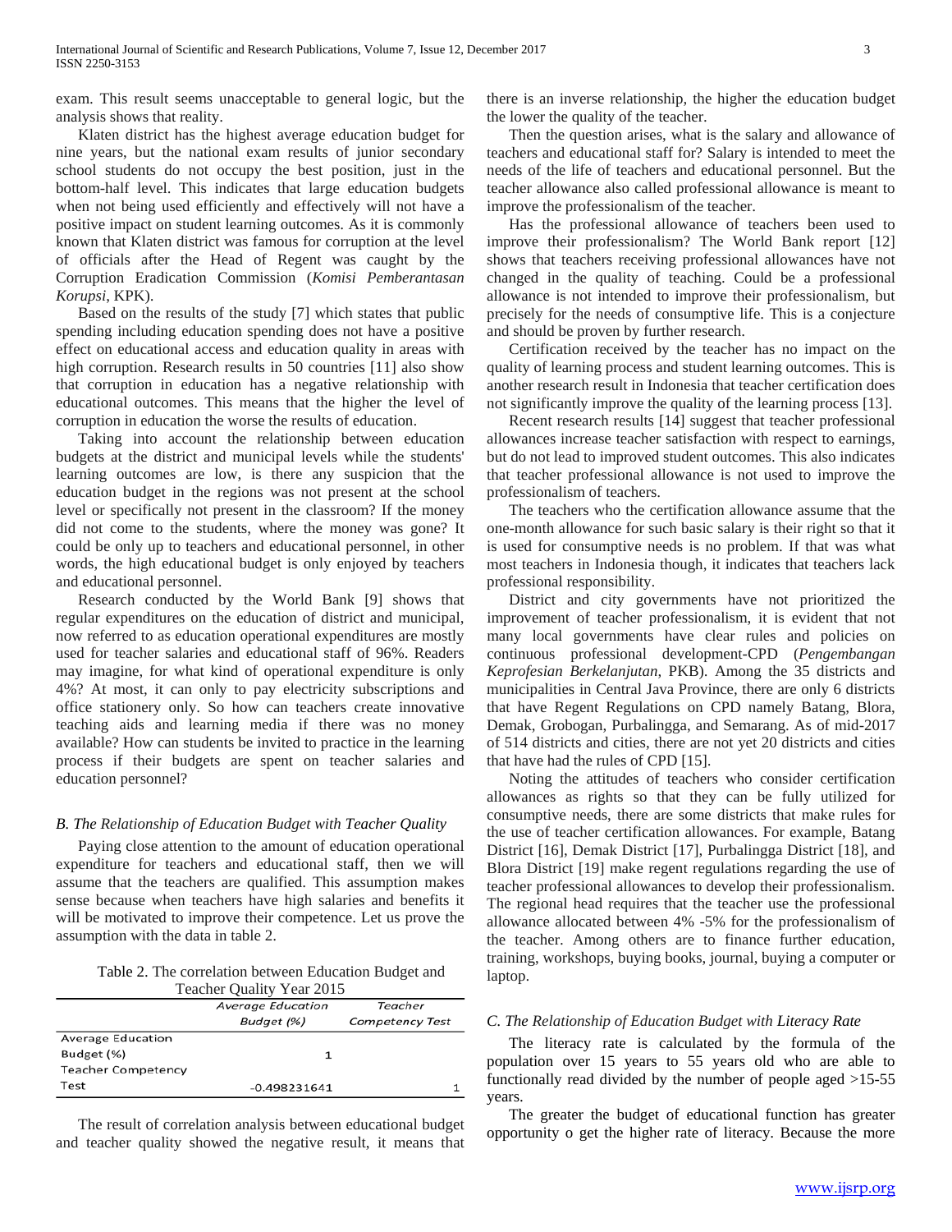exam. This result seems unacceptable to general logic, but the analysis shows that reality.

Klaten district has the highest average education budget for nine years, but the national exam results of junior secondary school students do not occupy the best position, just in the bottom-half level. This indicates that large education budgets when not being used efficiently and effectively will not have a positive impact on student learning outcomes. As it is commonly known that Klaten district was famous for corruption at the level of officials after the Head of Regent was caught by the Corruption Eradication Commission (*Komisi Pemberantasan Korupsi*, KPK).

Based on the results of the study [7] which states that public spending including education spending does not have a positive effect on educational access and education quality in areas with high corruption. Research results in 50 countries [11] also show that corruption in education has a negative relationship with educational outcomes. This means that the higher the level of corruption in education the worse the results of education.

Taking into account the relationship between education budgets at the district and municipal levels while the students' learning outcomes are low, is there any suspicion that the education budget in the regions was not present at the school level or specifically not present in the classroom? If the money did not come to the students, where the money was gone? It could be only up to teachers and educational personnel, in other words, the high educational budget is only enjoyed by teachers and educational personnel.

Research conducted by the World Bank [9] shows that regular expenditures on the education of district and municipal, now referred to as education operational expenditures are mostly used for teacher salaries and educational staff of 96%. Readers may imagine, for what kind of operational expenditure is only 4%? At most, it can only to pay electricity subscriptions and office stationery only. So how can teachers create innovative teaching aids and learning media if there was no money available? How can students be invited to practice in the learning process if their budgets are spent on teacher salaries and education personnel?

### *B. The Relationship of Education Budget with Teacher Quality*

Paying close attention to the amount of education operational expenditure for teachers and educational staff, then we will assume that the teachers are qualified. This assumption makes sense because when teachers have high salaries and benefits it will be motivated to improve their competence. Let us prove the assumption with the data in table 2.

Table 2. The correlation between Education Budget and Teacher Quality Year 2015

| | *Average Education Budget (%)* | *Teacher Competency Test* |
|---|---|---|
| Average Education Budget (%) | 1 | |
| Teacher Competency Test | -0.498231641 | 1 |

The result of correlation analysis between educational budget and teacher quality showed the negative result, it means that there is an inverse relationship, the higher the education budget the lower the quality of the teacher.

Then the question arises, what is the salary and allowance of teachers and educational staff for? Salary is intended to meet the needs of the life of teachers and educational personnel. But the teacher allowance also called professional allowance is meant to improve the professionalism of the teacher.

Has the professional allowance of teachers been used to improve their professionalism? The World Bank report [12] shows that teachers receiving professional allowances have not changed in the quality of teaching. Could be a professional allowance is not intended to improve their professionalism, but precisely for the needs of consumptive life. This is a conjecture and should be proven by further research.

Certification received by the teacher has no impact on the quality of learning process and student learning outcomes. This is another research result in Indonesia that teacher certification does not significantly improve the quality of the learning process [13].

Recent research results [14] suggest that teacher professional allowances increase teacher satisfaction with respect to earnings, but do not lead to improved student outcomes. This also indicates that teacher professional allowance is not used to improve the professionalism of teachers.

The teachers who the certification allowance assume that the one-month allowance for such basic salary is their right so that it is used for consumptive needs is no problem. If that was what most teachers in Indonesia though, it indicates that teachers lack professional responsibility.

District and city governments have not prioritized the improvement of teacher professionalism, it is evident that not many local governments have clear rules and policies on continuous professional development-CPD (*Pengembangan Keprofesian Berkelanjutan*, PKB). Among the 35 districts and municipalities in Central Java Province, there are only 6 districts that have Regent Regulations on CPD namely Batang, Blora, Demak, Grobogan, Purbalingga, and Semarang. As of mid-2017 of 514 districts and cities, there are not yet 20 districts and cities that have had the rules of CPD [15].

Noting the attitudes of teachers who consider certification allowances as rights so that they can be fully utilized for consumptive needs, there are some districts that make rules for the use of teacher certification allowances. For example, Batang District [16], Demak District [17], Purbalingga District [18], and Blora District [19] make regent regulations regarding the use of teacher professional allowances to develop their professionalism. The regional head requires that the teacher use the professional allowance allocated between 4% -5% for the professionalism of the teacher. Among others are to finance further education, training, workshops, buying books, journal, buying a computer or laptop.

### *C. The Relationship of Education Budget with Literacy Rate*

The literacy rate is calculated by the formula of the population over 15 years to 55 years old who are able to functionally read divided by the number of people aged >15-55 years.

The greater the budget of educational function has greater opportunity o get the higher rate of literacy. Because the more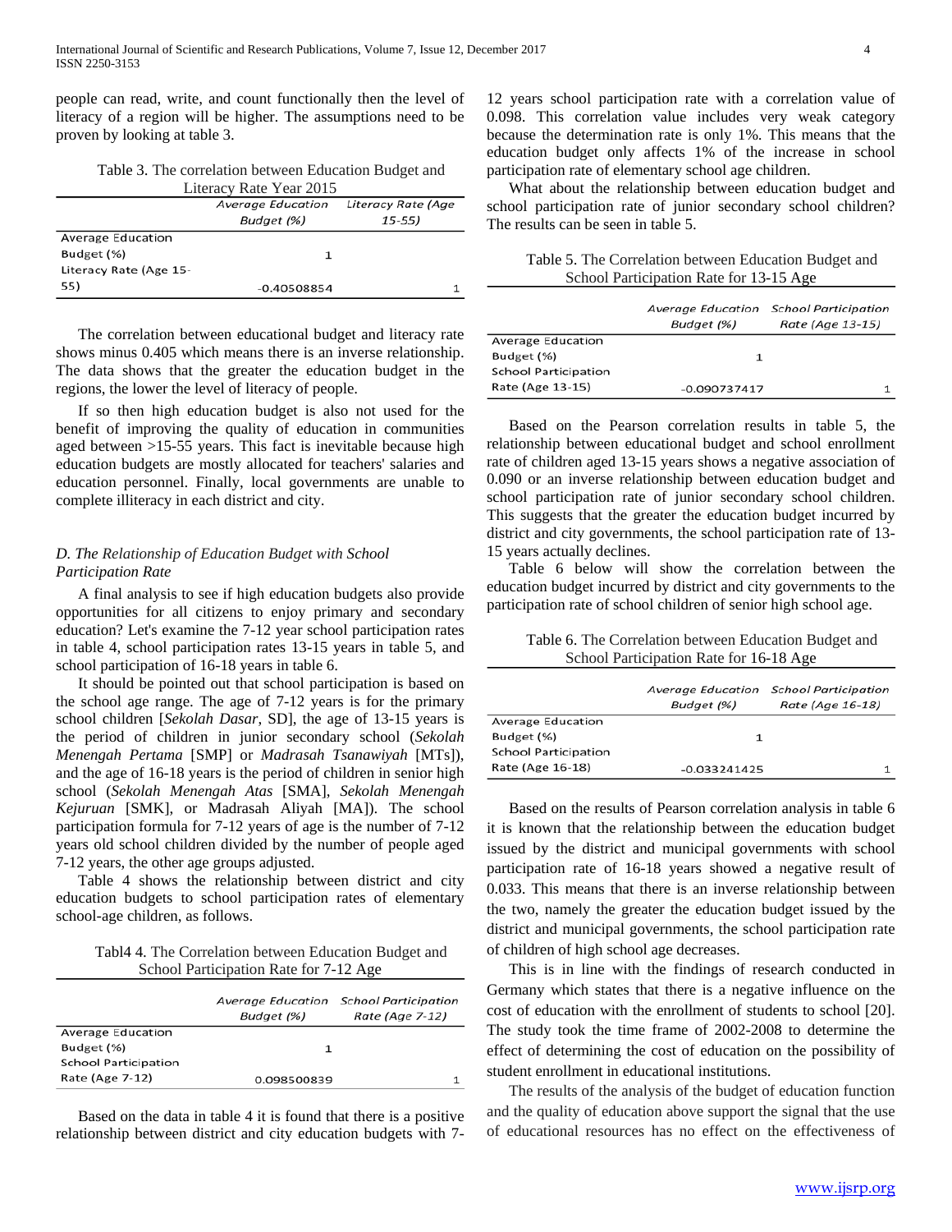people can read, write, and count functionally then the level of literacy of a region will be higher. The assumptions need to be proven by looking at table 3.

Table 3. The correlation between Education Budget and Literacy Rate Year 2015

| | Average Education Budget (%) | Literacy Rate (Age 15-55) |
|---|---|---|
| Average Education Budget (%) | 1 | |
| Literacy Rate (Age 15-55) | -0.40508854 | 1 |

The correlation between educational budget and literacy rate shows minus 0.405 which means there is an inverse relationship. The data shows that the greater the education budget in the regions, the lower the level of literacy of people.

If so then high education budget is also not used for the benefit of improving the quality of education in communities aged between >15-55 years. This fact is inevitable because high education budgets are mostly allocated for teachers' salaries and education personnel. Finally, local governments are unable to complete illiteracy in each district and city.

### *D. The Relationship of Education Budget with School Participation Rate*

A final analysis to see if high education budgets also provide opportunities for all citizens to enjoy primary and secondary education? Let's examine the 7-12 year school participation rates in table 4, school participation rates 13-15 years in table 5, and school participation of 16-18 years in table 6.

It should be pointed out that school participation is based on the school age range. The age of 7-12 years is for the primary school children [*Sekolah Dasar*, SD], the age of 13-15 years is the period of children in junior secondary school (*Sekolah Menengah Pertama* [SMP] or *Madrasah Tsanawiyah* [MTs]), and the age of 16-18 years is the period of children in senior high school (*Sekolah Menengah Atas* [SMA], *Sekolah Menengah Kejuruan* [SMK], or Madrasah Aliyah [MA]). The school participation formula for 7-12 years of age is the number of 7-12 years old school children divided by the number of people aged 7-12 years, the other age groups adjusted.

Table 4 shows the relationship between district and city education budgets to school participation rates of elementary school-age children, as follows.

Tabl4 4. The Correlation between Education Budget and School Participation Rate for 7-12 Age

| | Average Education Budget (%) | School Participation Rate (Age 7-12) |
|---|---|---|
| Average Education Budget (%) | 1 | |
| School Participation Rate (Age 7-12) | 0.098500839 | 1 |

Based on the data in table 4 it is found that there is a positive relationship between district and city education budgets with 7-12 years school participation rate with a correlation value of 0.098. This correlation value includes very weak category because the determination rate is only 1%. This means that the education budget only affects 1% of the increase in school participation rate of elementary school age children.

What about the relationship between education budget and school participation rate of junior secondary school children? The results can be seen in table 5.

Table 5. The Correlation between Education Budget and School Participation Rate for 13-15 Age

| | Average Education Budget (%) | School Participation Rate (Age 13-15) |
|---|---|---|
| Average Education Budget (%) | 1 | |
| School Participation Rate (Age 13-15) | -0.090737417 | 1 |

Based on the Pearson correlation results in table 5, the relationship between educational budget and school enrollment rate of children aged 13-15 years shows a negative association of 0.090 or an inverse relationship between education budget and school participation rate of junior secondary school children. This suggests that the greater the education budget incurred by district and city governments, the school participation rate of 13-15 years actually declines.

Table 6 below will show the correlation between the education budget incurred by district and city governments to the participation rate of school children of senior high school age.

Table 6. The Correlation between Education Budget and School Participation Rate for 16-18 Age

| | Average Education Budget (%) | School Participation Rate (Age 16-18) |
|---|---|---|
| Average Education Budget (%) | 1 | |
| School Participation Rate (Age 16-18) | -0.033241425 | 1 |

Based on the results of Pearson correlation analysis in table 6 it is known that the relationship between the education budget issued by the district and municipal governments with school participation rate of 16-18 years showed a negative result of 0.033. This means that there is an inverse relationship between the two, namely the greater the education budget issued by the district and municipal governments, the school participation rate of children of high school age decreases.

This is in line with the findings of research conducted in Germany which states that there is a negative influence on the cost of education with the enrollment of students to school [20]. The study took the time frame of 2002-2008 to determine the effect of determining the cost of education on the possibility of student enrollment in educational institutions.

The results of the analysis of the budget of education function and the quality of education above support the signal that the use of educational resources has no effect on the effectiveness of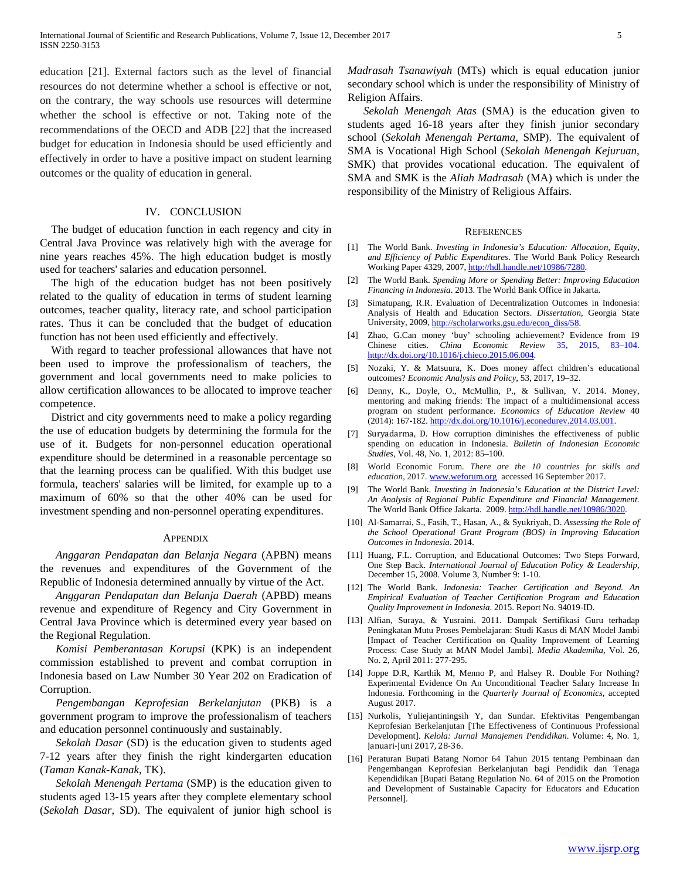education [21]. External factors such as the level of financial resources do not determine whether a school is effective or not, on the contrary, the way schools use resources will determine whether the school is effective or not. Taking note of the recommendations of the OECD and ADB [22] that the increased budget for education in Indonesia should be used efficiently and effectively in order to have a positive impact on student learning outcomes or the quality of education in general.

## IV. CONCLUSION

The budget of education function in each regency and city in Central Java Province was relatively high with the average for nine years reaches 45%. The high education budget is mostly used for teachers' salaries and education personnel.

The high of the education budget has not been positively related to the quality of education in terms of student learning outcomes, teacher quality, literacy rate, and school participation rates. Thus it can be concluded that the budget of education function has not been used efficiently and effectively.

With regard to teacher professional allowances that have not been used to improve the professionalism of teachers, the government and local governments need to make policies to allow certification allowances to be allocated to improve teacher competence.

District and city governments need to make a policy regarding the use of education budgets by determining the formula for the use of it. Budgets for non-personnel education operational expenditure should be determined in a reasonable percentage so that the learning process can be qualified. With this budget use formula, teachers' salaries will be limited, for example up to a maximum of 60% so that the other 40% can be used for investment spending and non-personnel operating expenditures.

## APPENDIX

*Anggaran Pendapatan dan Belanja Negara* (APBN) means the revenues and expenditures of the Government of the Republic of Indonesia determined annually by virtue of the Act.

*Anggaran Pendapatan dan Belanja Daerah* (APBD) means revenue and expenditure of Regency and City Government in Central Java Province which is determined every year based on the Regional Regulation.

*Komisi Pemberantasan Korupsi* (KPK) is an independent commission established to prevent and combat corruption in Indonesia based on Law Number 30 Year 202 on Eradication of Corruption.

*Pengembangan Keprofesian Berkelanjutan* (PKB) is a government program to improve the professionalism of teachers and education personnel continuously and sustainably.

*Sekolah Dasar* (SD) is the education given to students aged 7-12 years after they finish the right kindergarten education (*Taman Kanak-Kanak*, TK).

*Sekolah Menengah Pertama* (SMP) is the education given to students aged 13-15 years after they complete elementary school (*Sekolah Dasar*, SD). The equivalent of junior high school is *Madrasah Tsanawiyah* (MTs) which is equal education junior secondary school which is under the responsibility of Ministry of Religion Affairs.

*Sekolah Menengah Atas* (SMA) is the education given to students aged 16-18 years after they finish junior secondary school (*Sekolah Menengah Pertama*, SMP). The equivalent of SMA is Vocational High School (*Sekolah Menengah Kejuruan*, SMK) that provides vocational education. The equivalent of SMA and SMK is the *Aliah Madrasah* (MA) which is under the responsibility of the Ministry of Religious Affairs.

## REFERENCES

[1] The World Bank. *Investing in Indonesia's Education: Allocation, Equity, and Efficiency of Public Expenditures*. The World Bank Policy Research Working Paper 4329, 2007, http://hdl.handle.net/10986/7280.

[2] The World Bank. *Spending More or Spending Better: Improving Education Financing in Indonesia*. 2013. The World Bank Office in Jakarta.

[3] Simatupang, R.R. Evaluation of Decentralization Outcomes in Indonesia: Analysis of Health and Education Sectors. *Dissertation*, Georgia State University, 2009, http://scholarworks.gsu.edu/econ_diss/58.

[4] Zhao, G.Can money 'buy' schooling achievement? Evidence from 19 Chinese cities. *China Economic Review* 35, 2015, 83–104. http://dx.doi.org/10.1016/j.chieco.2015.06.004.

[5] Nozaki, Y. & Matsuura, K. Does money affect children's educational outcomes? *Economic Analysis and Policy*, 53, 2017, 19–32.

[6] Denny, K., Doyle, O., McMullin, P., & Sullivan, V. 2014. Money, mentoring and making friends: The impact of a multidimensional access program on student performance. *Economics of Education Review* 40 (2014): 167-182. http://dx.doi.org/10.1016/j.econedurev.2014.03.001.

[7] Suryadarma, D. How corruption diminishes the effectiveness of public spending on education in Indonesia. *Bulletin of Indonesian Economic Studies*, Vol. 48, No. 1, 2012: 85–100.

[8] World Economic Forum. *There are the 10 countries for skills and education*, 2017. www.weforum.org accessed 16 September 2017.

[9] The World Bank. *Investing in Indonesia's Education at the District Level: An Analysis of Regional Public Expenditure and Financial Management.* The World Bank Office Jakarta. 2009. http://hdl.handle.net/10986/3020.

[10] Al-Samarrai, S., Fasih, T., Hasan, A., & Syukriyah, D. *Assessing the Role of the School Operational Grant Program (BOS) in Improving Education Outcomes in Indonesia*. 2014.

[11] Huang, F.L. Corruption, and Educational Outcomes: Two Steps Forward, One Step Back. *International Journal of Education Policy & Leadership*, December 15, 2008. Volume 3, Number 9: 1-10.

[12] The World Bank. *Indonesia: Teacher Certification and Beyond. An Empirical Evaluation of Teacher Certification Program and Education Quality Improvement in Indonesia*. 2015. Report No. 94019-ID.

[13] Alfian, Suraya, & Yusraini. 2011. Dampak Sertifikasi Guru terhadap Peningkatan Mutu Proses Pembelajaran: Studi Kasus di MAN Model Jambi [Impact of Teacher Certification on Quality Improvement of Learning Process: Case Study at MAN Model Jambi]. *Media Akademika*, Vol. 26, No. 2, April 2011: 277-295.

[14] Joppe D.R, Karthik M, Menno P, and Halsey R. Double For Nothing? Experimental Evidence On An Unconditional Teacher Salary Increase In Indonesia. Forthcoming in the *Quarterly Journal of Economics*, accepted August 2017.

[15] Nurkolis, Yuliejantiningsih Y, dan Sundar. Efektivitas Pengembangan Keprofesian Berkelanjutan [The Effectiveness of Continuous Professional Development]. *Kelola: Jurnal Manajemen Pendidikan*. Volume: 4, No. 1, Januari-Juni 2017, 28-36.

[16] Peraturan Bupati Batang Nomor 64 Tahun 2015 tentang Pembinaan dan Pengembangan Keprofesian Berkelanjutan bagi Pendidik dan Tenaga Kependidikan [Bupati Batang Regulation No. 64 of 2015 on the Promotion and Development of Sustainable Capacity for Educators and Education Personnel].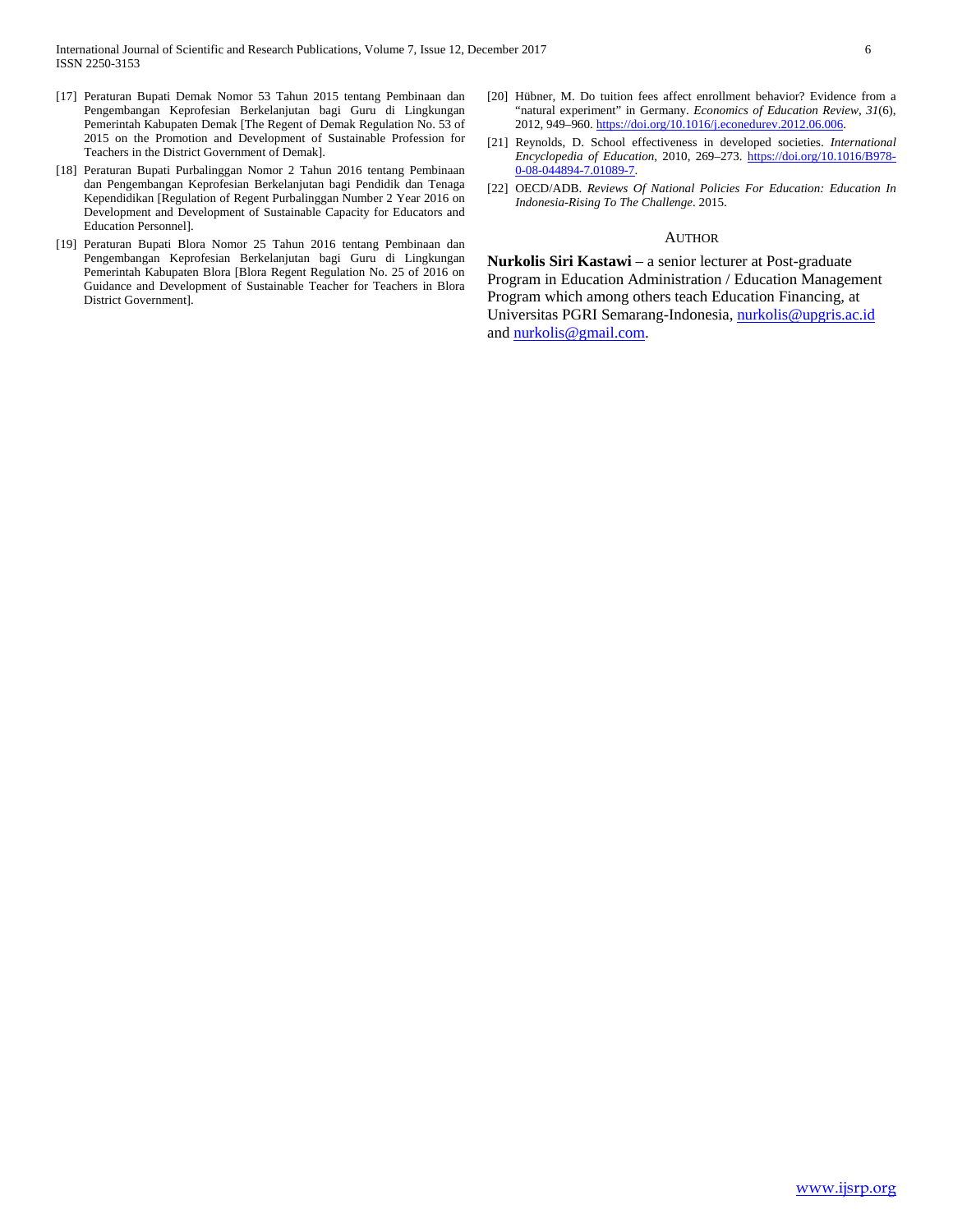[17] Peraturan Bupati Demak Nomor 53 Tahun 2015 tentang Pembinaan dan Pengembangan Keprofesian Berkelanjutan bagi Guru di Lingkungan Pemerintah Kabupaten Demak [The Regent of Demak Regulation No. 53 of 2015 on the Promotion and Development of Sustainable Profession for Teachers in the District Government of Demak].

[18] Peraturan Bupati Purbalinggan Nomor 2 Tahun 2016 tentang Pembinaan dan Pengembangan Keprofesian Berkelanjutan bagi Pendidik dan Tenaga Kependidikan [Regulation of Regent Purbalinggan Number 2 Year 2016 on Development and Development of Sustainable Capacity for Educators and Education Personnel].

[19] Peraturan Bupati Blora Nomor 25 Tahun 2016 tentang Pembinaan dan Pengembangan Keprofesian Berkelanjutan bagi Guru di Lingkungan Pemerintah Kabupaten Blora [Blora Regent Regulation No. 25 of 2016 on Guidance and Development of Sustainable Teacher for Teachers in Blora District Government].

[20] Hübner, M. Do tuition fees affect enrollment behavior? Evidence from a "natural experiment" in Germany. *Economics of Education Review*, *31*(6), 2012, 949–960. https://doi.org/10.1016/j.econedurev.2012.06.006.

[21] Reynolds, D. School effectiveness in developed societies. *International Encyclopedia of Education*, 2010, 269–273. https://doi.org/10.1016/B978-0-08-044894-7.01089-7.

[22] OECD/ADB. *Reviews Of National Policies For Education: Education In Indonesia-Rising To The Challenge*. 2015.

## AUTHOR

**Nurkolis Siri Kastawi** – a senior lecturer at Post-graduate Program in Education Administration / Education Management Program which among others teach Education Financing, at Universitas PGRI Semarang-Indonesia, nurkolis@upgris.ac.id and nurkolis@gmail.com.